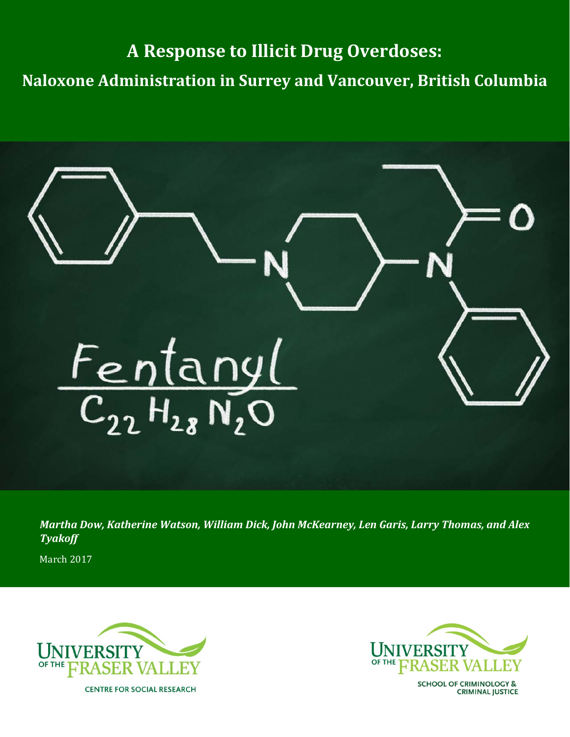# A Response to Illicit Drug Overdoses:

## Naloxone Administration in Surrey and Vancouver, British Columbia

Fentanyl

$C_{22}H_{28}N_2O$

***Martha Dow, Katherine Watson, William Dick, John McKearney, Len Garis, Larry Thomas, and Alex Tyakoff***

March 2017

UNIVERSITY OF THE FRASER VALLEY
CENTRE FOR SOCIAL RESEARCH

UNIVERSITY OF THE FRASER VALLEY
SCHOOL OF CRIMINOLOGY & CRIMINAL JUSTICE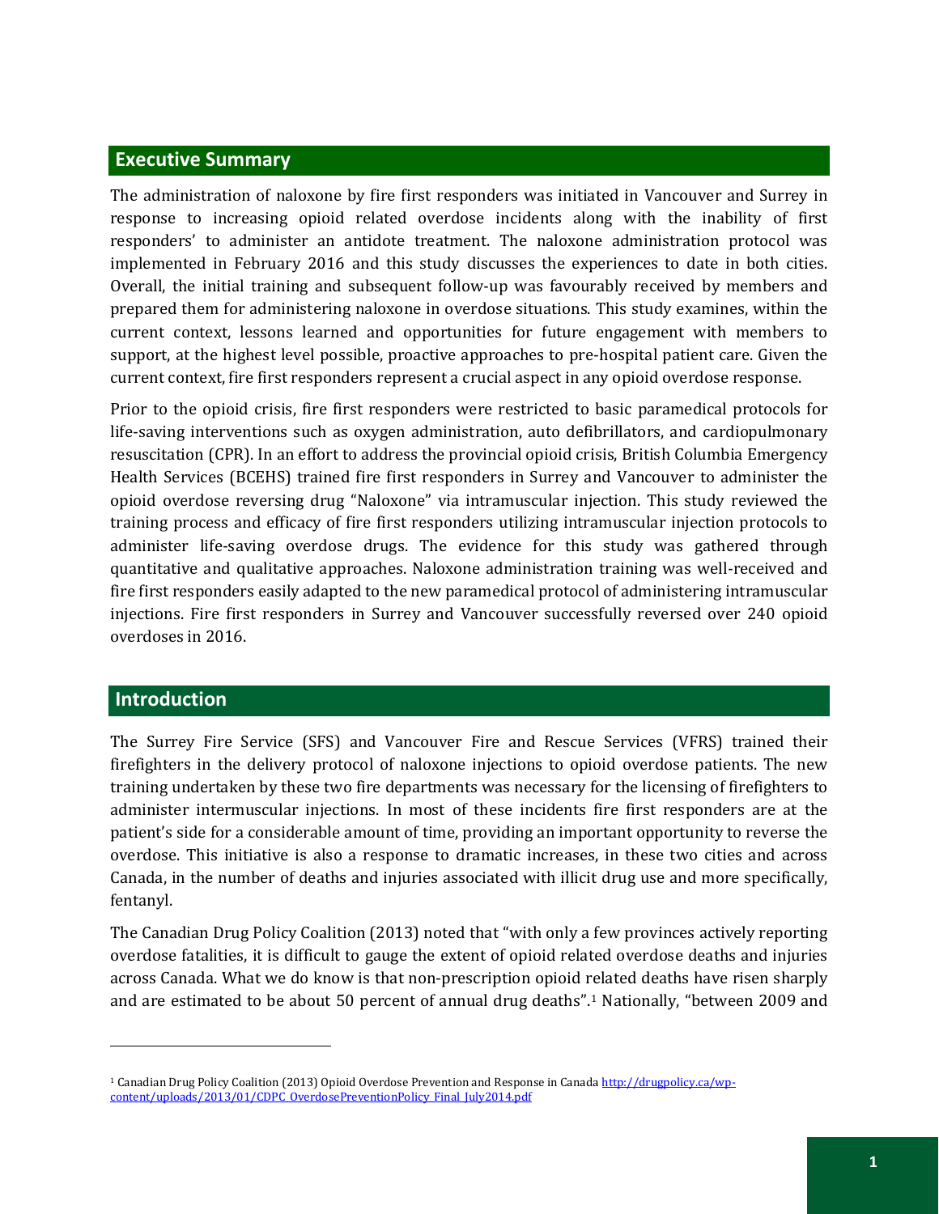## Executive Summary

The administration of naloxone by fire first responders was initiated in Vancouver and Surrey in response to increasing opioid related overdose incidents along with the inability of first responders' to administer an antidote treatment. The naloxone administration protocol was implemented in February 2016 and this study discusses the experiences to date in both cities. Overall, the initial training and subsequent follow-up was favourably received by members and prepared them for administering naloxone in overdose situations. This study examines, within the current context, lessons learned and opportunities for future engagement with members to support, at the highest level possible, proactive approaches to pre-hospital patient care. Given the current context, fire first responders represent a crucial aspect in any opioid overdose response.

Prior to the opioid crisis, fire first responders were restricted to basic paramedical protocols for life-saving interventions such as oxygen administration, auto defibrillators, and cardiopulmonary resuscitation (CPR). In an effort to address the provincial opioid crisis, British Columbia Emergency Health Services (BCEHS) trained fire first responders in Surrey and Vancouver to administer the opioid overdose reversing drug "Naloxone" via intramuscular injection. This study reviewed the training process and efficacy of fire first responders utilizing intramuscular injection protocols to administer life-saving overdose drugs. The evidence for this study was gathered through quantitative and qualitative approaches. Naloxone administration training was well-received and fire first responders easily adapted to the new paramedical protocol of administering intramuscular injections. Fire first responders in Surrey and Vancouver successfully reversed over 240 opioid overdoses in 2016.

## Introduction

The Surrey Fire Service (SFS) and Vancouver Fire and Rescue Services (VFRS) trained their firefighters in the delivery protocol of naloxone injections to opioid overdose patients. The new training undertaken by these two fire departments was necessary for the licensing of firefighters to administer intermuscular injections. In most of these incidents fire first responders are at the patient's side for a considerable amount of time, providing an important opportunity to reverse the overdose. This initiative is also a response to dramatic increases, in these two cities and across Canada, in the number of deaths and injuries associated with illicit drug use and more specifically, fentanyl.

The Canadian Drug Policy Coalition (2013) noted that "with only a few provinces actively reporting overdose fatalities, it is difficult to gauge the extent of opioid related overdose deaths and injuries across Canada. What we do know is that non-prescription opioid related deaths have risen sharply and are estimated to be about 50 percent of annual drug deaths".[1] Nationally, "between 2009 and

---

[1] Canadian Drug Policy Coalition (2013) Opioid Overdose Prevention and Response in Canada http://drugpolicy.ca/wp-content/uploads/2013/01/CDPC_OverdosePreventionPolicy_Final_July2014.pdf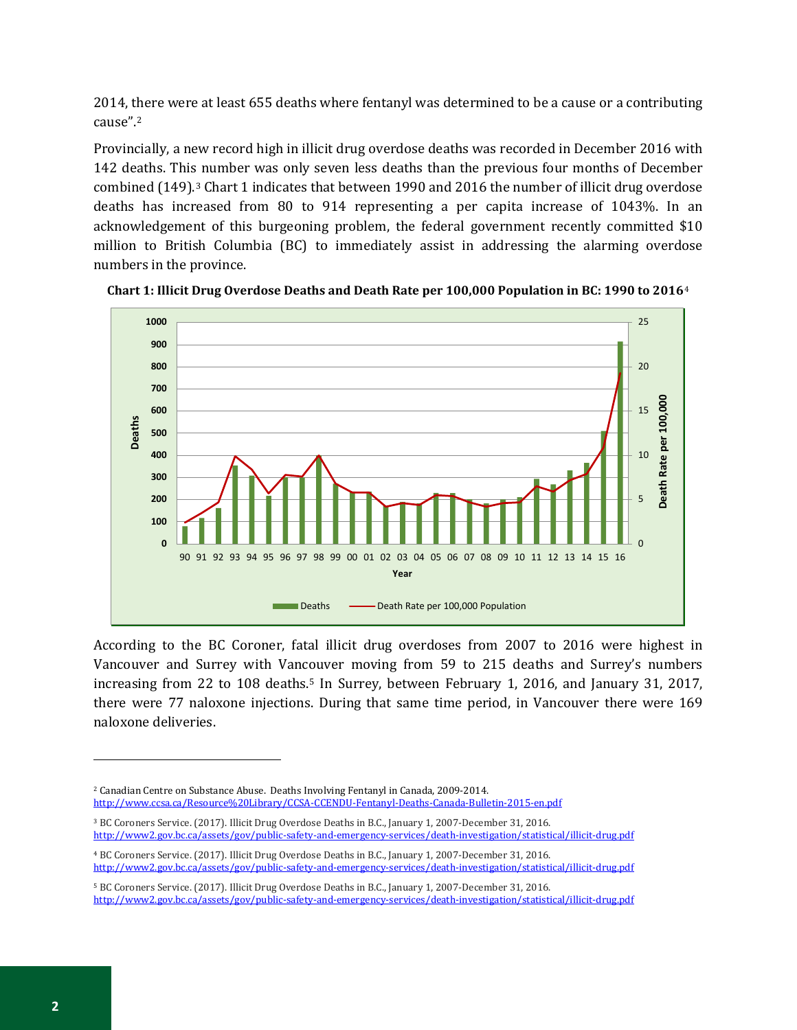2014, there were at least 655 deaths where fentanyl was determined to be a cause or a contributing cause".[2]

Provincially, a new record high in illicit drug overdose deaths was recorded in December 2016 with 142 deaths. This number was only seven less deaths than the previous four months of December combined (149).[3] Chart 1 indicates that between 1990 and 2016 the number of illicit drug overdose deaths has increased from 80 to 914 representing a per capita increase of 1043%. In an acknowledgement of this burgeoning problem, the federal government recently committed $10 million to British Columbia (BC) to immediately assist in addressing the alarming overdose numbers in the province.

**Chart 1: Illicit Drug Overdose Deaths and Death Rate per 100,000 Population in BC: 1990 to 2016**[4]

According to the BC Coroner, fatal illicit drug overdoses from 2007 to 2016 were highest in Vancouver and Surrey with Vancouver moving from 59 to 215 deaths and Surrey's numbers increasing from 22 to 108 deaths.[5] In Surrey, between February 1, 2016, and January 31, 2017, there were 77 naloxone injections. During that same time period, in Vancouver there were 169 naloxone deliveries.

---

[2] Canadian Centre on Substance Abuse. Deaths Involving Fentanyl in Canada, 2009-2014. http://www.ccsa.ca/Resource%20Library/CCSA-CCENDU-Fentanyl-Deaths-Canada-Bulletin-2015-en.pdf

[3] BC Coroners Service. (2017). Illicit Drug Overdose Deaths in B.C., January 1, 2007-December 31, 2016. http://www2.gov.bc.ca/assets/gov/public-safety-and-emergency-services/death-investigation/statistical/illicit-drug.pdf

[4] BC Coroners Service. (2017). Illicit Drug Overdose Deaths in B.C., January 1, 2007-December 31, 2016. http://www2.gov.bc.ca/assets/gov/public-safety-and-emergency-services/death-investigation/statistical/illicit-drug.pdf

[5] BC Coroners Service. (2017). Illicit Drug Overdose Deaths in B.C., January 1, 2007-December 31, 2016. http://www2.gov.bc.ca/assets/gov/public-safety-and-emergency-services/death-investigation/statistical/illicit-drug.pdf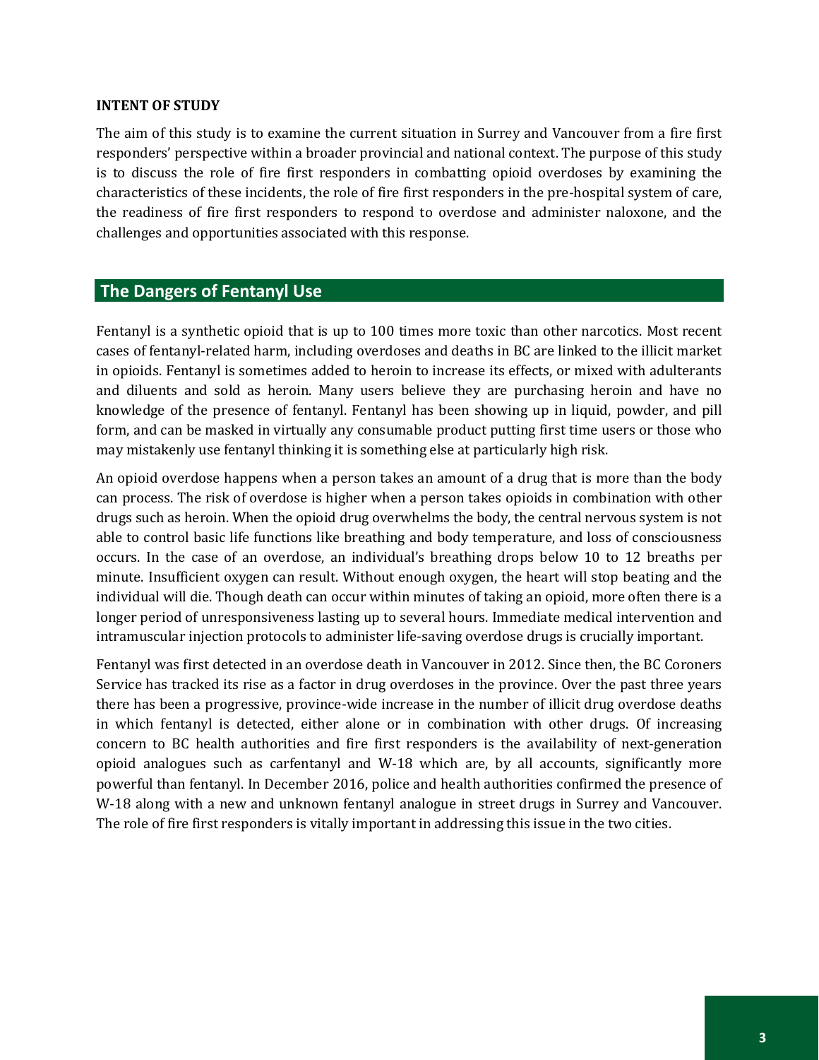### INTENT OF STUDY

The aim of this study is to examine the current situation in Surrey and Vancouver from a fire first responders' perspective within a broader provincial and national context. The purpose of this study is to discuss the role of fire first responders in combatting opioid overdoses by examining the characteristics of these incidents, the role of fire first responders in the pre-hospital system of care, the readiness of fire first responders to respond to overdose and administer naloxone, and the challenges and opportunities associated with this response.

## The Dangers of Fentanyl Use

Fentanyl is a synthetic opioid that is up to 100 times more toxic than other narcotics. Most recent cases of fentanyl-related harm, including overdoses and deaths in BC are linked to the illicit market in opioids. Fentanyl is sometimes added to heroin to increase its effects, or mixed with adulterants and diluents and sold as heroin. Many users believe they are purchasing heroin and have no knowledge of the presence of fentanyl. Fentanyl has been showing up in liquid, powder, and pill form, and can be masked in virtually any consumable product putting first time users or those who may mistakenly use fentanyl thinking it is something else at particularly high risk.

An opioid overdose happens when a person takes an amount of a drug that is more than the body can process. The risk of overdose is higher when a person takes opioids in combination with other drugs such as heroin. When the opioid drug overwhelms the body, the central nervous system is not able to control basic life functions like breathing and body temperature, and loss of consciousness occurs. In the case of an overdose, an individual's breathing drops below 10 to 12 breaths per minute. Insufficient oxygen can result. Without enough oxygen, the heart will stop beating and the individual will die. Though death can occur within minutes of taking an opioid, more often there is a longer period of unresponsiveness lasting up to several hours. Immediate medical intervention and intramuscular injection protocols to administer life-saving overdose drugs is crucially important.

Fentanyl was first detected in an overdose death in Vancouver in 2012. Since then, the BC Coroners Service has tracked its rise as a factor in drug overdoses in the province. Over the past three years there has been a progressive, province-wide increase in the number of illicit drug overdose deaths in which fentanyl is detected, either alone or in combination with other drugs. Of increasing concern to BC health authorities and fire first responders is the availability of next-generation opioid analogues such as carfentanyl and W-18 which are, by all accounts, significantly more powerful than fentanyl. In December 2016, police and health authorities confirmed the presence of W-18 along with a new and unknown fentanyl analogue in street drugs in Surrey and Vancouver. The role of fire first responders is vitally important in addressing this issue in the two cities.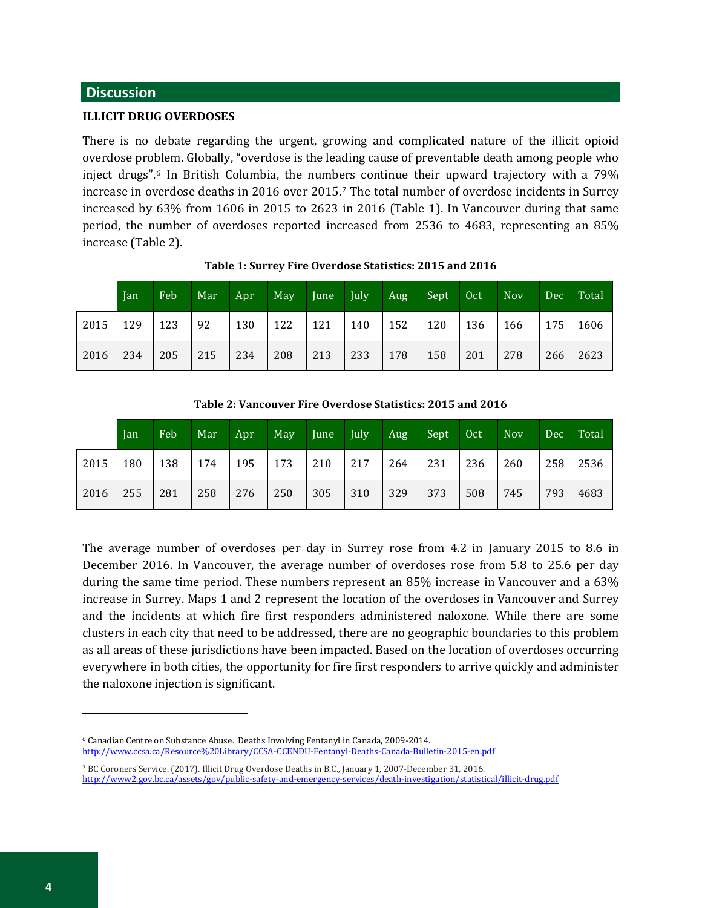## Discussion

**ILLICIT DRUG OVERDOSES**

There is no debate regarding the urgent, growing and complicated nature of the illicit opioid overdose problem. Globally, "overdose is the leading cause of preventable death among people who inject drugs".[6] In British Columbia, the numbers continue their upward trajectory with a 79% increase in overdose deaths in 2016 over 2015.[7] The total number of overdose incidents in Surrey increased by 63% from 1606 in 2015 to 2623 in 2016 (Table 1). In Vancouver during that same period, the number of overdoses reported increased from 2536 to 4683, representing an 85% increase (Table 2).

**Table 1: Surrey Fire Overdose Statistics: 2015 and 2016**

| | Jan | Feb | Mar | Apr | May | June | July | Aug | Sept | Oct | Nov | Dec | Total |
|---|---|---|---|---|---|---|---|---|---|---|---|---|---|
| 2015 | 129 | 123 | 92 | 130 | 122 | 121 | 140 | 152 | 120 | 136 | 166 | 175 | 1606 |
| 2016 | 234 | 205 | 215 | 234 | 208 | 213 | 233 | 178 | 158 | 201 | 278 | 266 | 2623 |

**Table 2: Vancouver Fire Overdose Statistics: 2015 and 2016**

| | Jan | Feb | Mar | Apr | May | June | July | Aug | Sept | Oct | Nov | Dec | Total |
|---|---|---|---|---|---|---|---|---|---|---|---|---|---|
| 2015 | 180 | 138 | 174 | 195 | 173 | 210 | 217 | 264 | 231 | 236 | 260 | 258 | 2536 |
| 2016 | 255 | 281 | 258 | 276 | 250 | 305 | 310 | 329 | 373 | 508 | 745 | 793 | 4683 |

The average number of overdoses per day in Surrey rose from 4.2 in January 2015 to 8.6 in December 2016. In Vancouver, the average number of overdoses rose from 5.8 to 25.6 per day during the same time period. These numbers represent an 85% increase in Vancouver and a 63% increase in Surrey. Maps 1 and 2 represent the location of the overdoses in Vancouver and Surrey and the incidents at which fire first responders administered naloxone. While there are some clusters in each city that need to be addressed, there are no geographic boundaries to this problem as all areas of these jurisdictions have been impacted. Based on the location of overdoses occurring everywhere in both cities, the opportunity for fire first responders to arrive quickly and administer the naloxone injection is significant.

---

[6] Canadian Centre on Substance Abuse. Deaths Involving Fentanyl in Canada, 2009-2014. http://www.ccsa.ca/Resource%20Library/CCSA-CCENDU-Fentanyl-Deaths-Canada-Bulletin-2015-en.pdf

[7] BC Coroners Service. (2017). Illicit Drug Overdose Deaths in B.C., January 1, 2007-December 31, 2016. http://www2.gov.bc.ca/assets/gov/public-safety-and-emergency-services/death-investigation/statistical/illicit-drug.pdf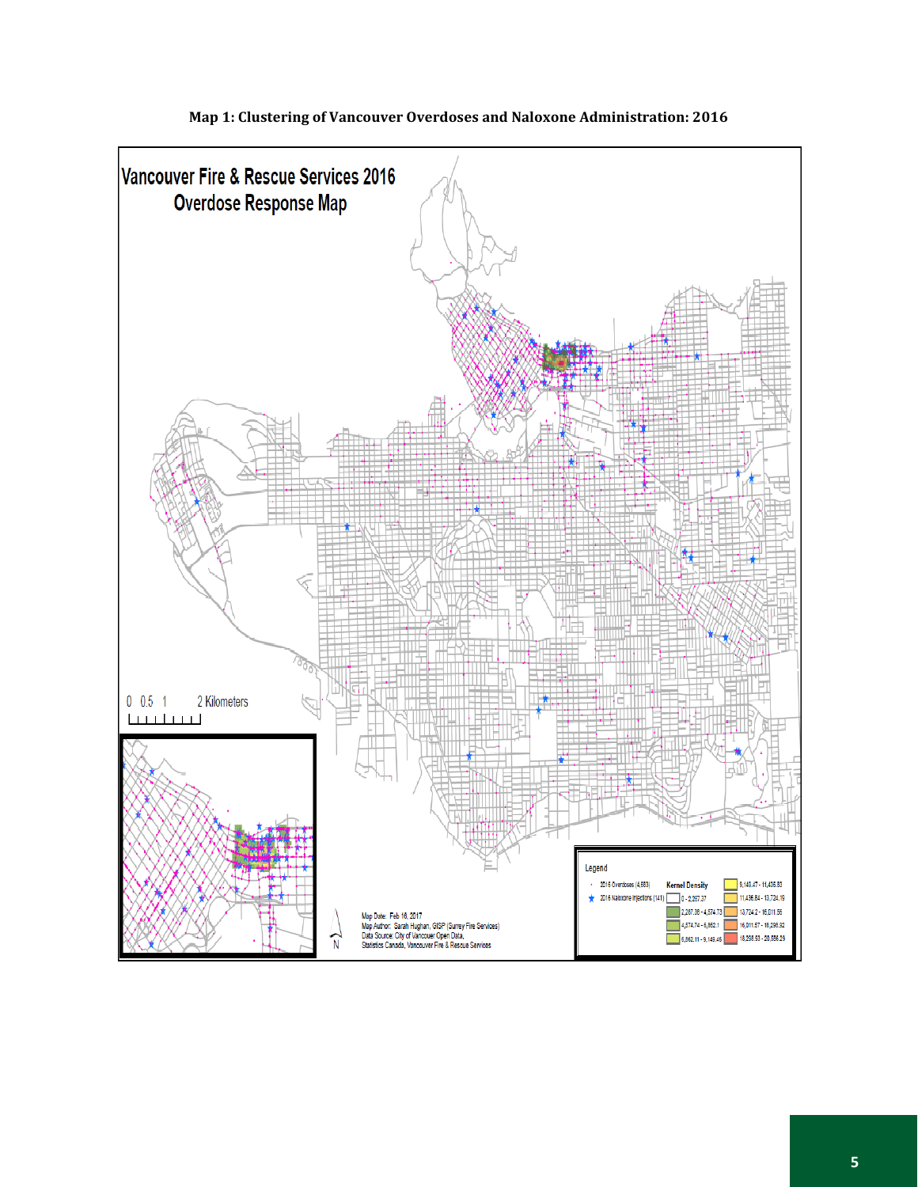**Map 1: Clustering of Vancouver Overdoses and Naloxone Administration: 2016**

Vancouver Fire & Rescue Services 2016 Overdose Response Map

0 0.5 1 2 Kilometers

Map Date: Feb 16, 2017
Map Author: Sarah Hughan, GISP (Surrey Fire Services)
Data Source: City of Vancouver Open Data, Statistics Canada, Vancouver Fire & Rescue Services

Legend

- 2016 Overdoses (4,583)
- 2016 Naloxone Injections (141)

Kernel Density

- 0 - 2,287.37
- 2,287.38 - 4,574.73
- 4,574.74 - 6,862.1
- 6,862.11 - 9,149.46
- 9,149.47 - 11,436.83
- 11,436.84 - 13,724.19
- 13,724.2 - 16,011.56
- 16,011.57 - 18,298.92
- 18,298.93 - 20,586.29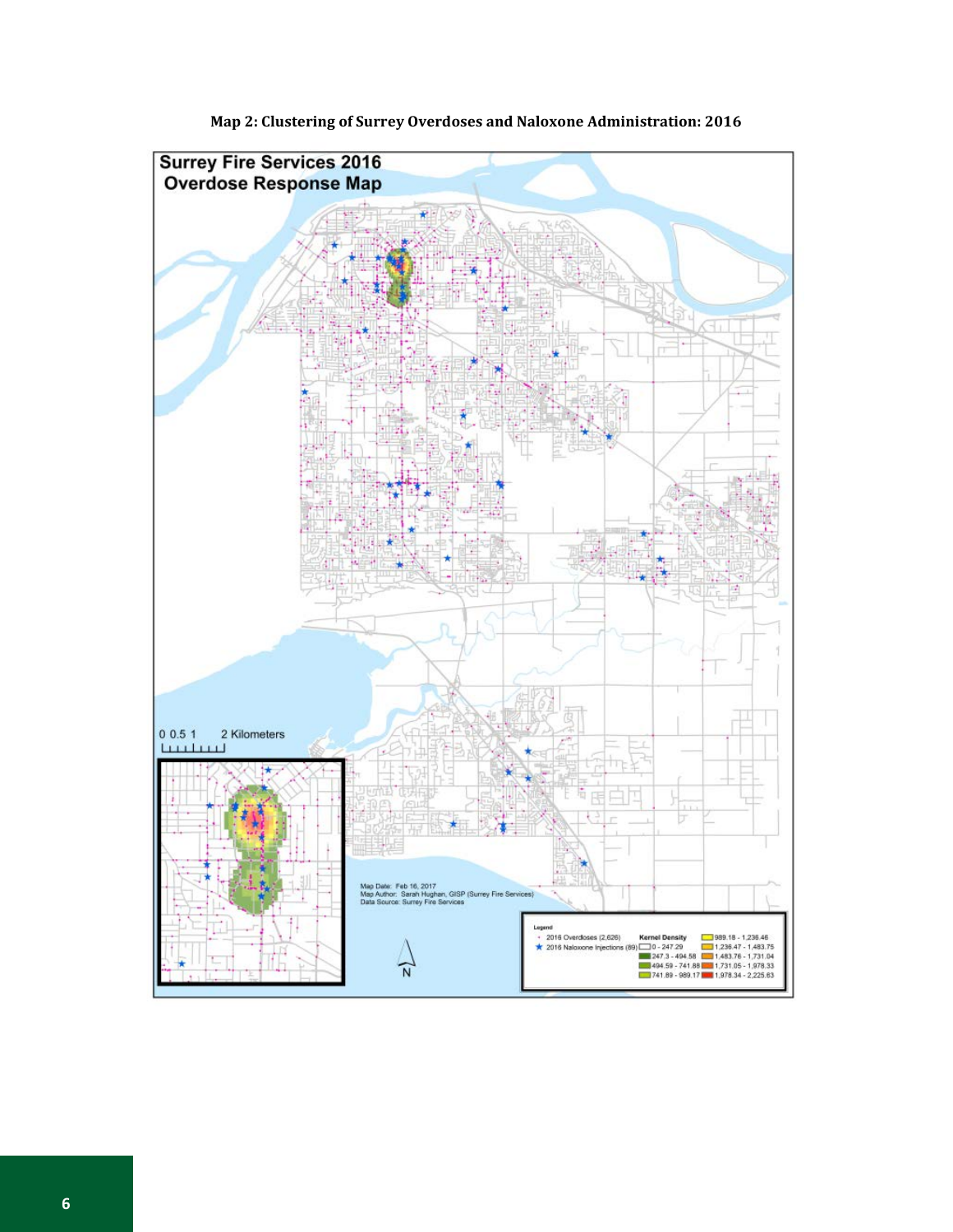**Map 2: Clustering of Surrey Overdoses and Naloxone Administration: 2016**

Surrey Fire Services 2016 Overdose Response Map

0 0.5 1 2 Kilometers

Map Date: Feb 16, 2017
Map Author: Sarah Hughan, GISP (Surrey Fire Services)
Data Source: Surrey Fire Services

Legend

- 2016 Overdoses (2,626)
- 2016 Naloxone Injections (89)

Kernel Density

- 0 - 247.29
- 247.3 - 494.58
- 494.59 - 741.88
- 741.89 - 989.17
- 989.18 - 1,236.46
- 1,236.47 - 1,483.75
- 1,483.76 - 1,731.04
- 1,731.05 - 1,978.33
- 1,978.34 - 2,225.63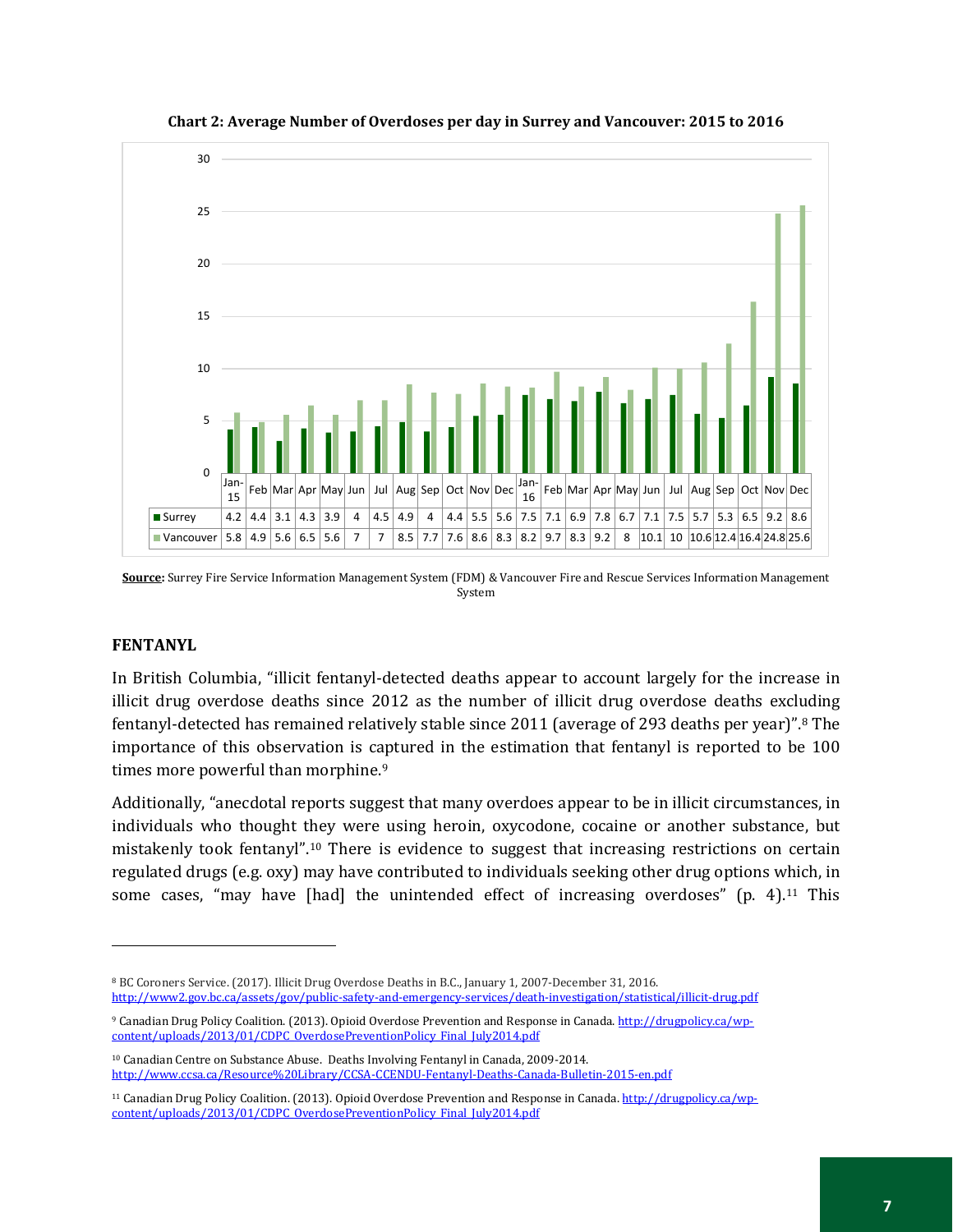**Chart 2: Average Number of Overdoses per day in Surrey and Vancouver: 2015 to 2016**

| | Jan-15 | Feb | Mar | Apr | May | Jun | Jul | Aug | Sep | Oct | Nov | Dec | Jan-16 | Feb | Mar | Apr | May | Jun | Jul | Aug | Sep | Oct | Nov | Dec |
|---|---|---|---|---|---|---|---|---|---|---|---|---|---|---|---|---|---|---|---|---|---|---|---|---|
| Surrey | 4.2 | 4.4 | 3.1 | 4.3 | 3.9 | 4 | 4.5 | 4.9 | 4 | 4.4 | 5.5 | 5.6 | 7.5 | 7.1 | 6.9 | 7.8 | 6.7 | 7.1 | 7.5 | 5.7 | 5.3 | 6.5 | 9.2 | 8.6 |
| Vancouver | 5.8 | 4.9 | 5.6 | 6.5 | 5.6 | 7 | 7 | 8.5 | 7.7 | 7.6 | 8.6 | 8.3 | 8.2 | 9.7 | 8.3 | 9.2 | 8 | 10.1 | 10 | 10.6 | 12.4 | 16.4 | 24.8 | 25.6 |

**Source:** Surrey Fire Service Information Management System (FDM) & Vancouver Fire and Rescue Services Information Management System

## FENTANYL

In British Columbia, "illicit fentanyl-detected deaths appear to account largely for the increase in illicit drug overdose deaths since 2012 as the number of illicit drug overdose deaths excluding fentanyl-detected has remained relatively stable since 2011 (average of 293 deaths per year)".[8] The importance of this observation is captured in the estimation that fentanyl is reported to be 100 times more powerful than morphine.[9]

Additionally, "anecdotal reports suggest that many overdoes appear to be in illicit circumstances, in individuals who thought they were using heroin, oxycodone, cocaine or another substance, but mistakenly took fentanyl".[10] There is evidence to suggest that increasing restrictions on certain regulated drugs (e.g. oxy) may have contributed to individuals seeking other drug options which, in some cases, "may have [had] the unintended effect of increasing overdoses" (p. 4).[11] This

---

[8] BC Coroners Service. (2017). Illicit Drug Overdose Deaths in B.C., January 1, 2007-December 31, 2016. http://www2.gov.bc.ca/assets/gov/public-safety-and-emergency-services/death-investigation/statistical/illicit-drug.pdf

[9] Canadian Drug Policy Coalition. (2013). Opioid Overdose Prevention and Response in Canada. http://drugpolicy.ca/wp-content/uploads/2013/01/CDPC_OverdosePreventionPolicy_Final_July2014.pdf

[10] Canadian Centre on Substance Abuse. Deaths Involving Fentanyl in Canada, 2009-2014. http://www.ccsa.ca/Resource%20Library/CCSA-CCENDU-Fentanyl-Deaths-Canada-Bulletin-2015-en.pdf

[11] Canadian Drug Policy Coalition. (2013). Opioid Overdose Prevention and Response in Canada. http://drugpolicy.ca/wp-content/uploads/2013/01/CDPC_OverdosePreventionPolicy_Final_July2014.pdf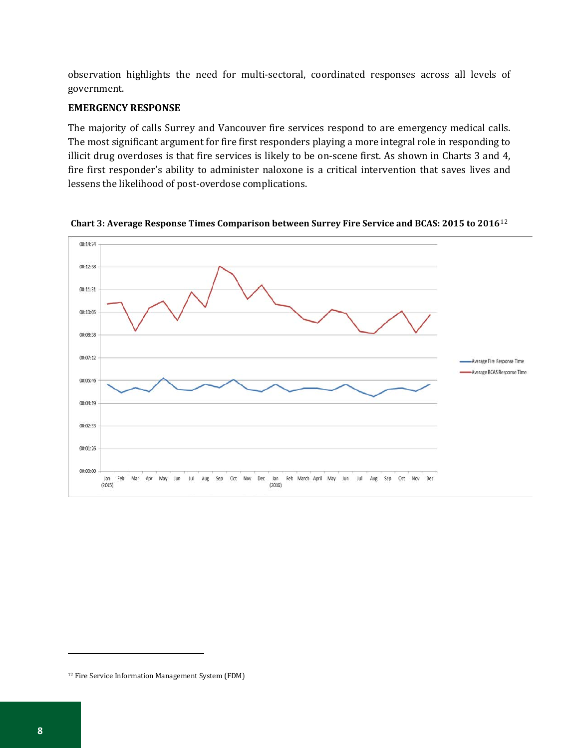observation highlights the need for multi-sectoral, coordinated responses across all levels of government.

### EMERGENCY RESPONSE

The majority of calls Surrey and Vancouver fire services respond to are emergency medical calls. The most significant argument for fire first responders playing a more integral role in responding to illicit drug overdoses is that fire services is likely to be on-scene first. As shown in Charts 3 and 4, fire first responder's ability to administer naloxone is a critical intervention that saves lives and lessens the likelihood of post-overdose complications.

**Chart 3: Average Response Times Comparison between Surrey Fire Service and BCAS: 2015 to 2016**[12]

[12] Fire Service Information Management System (FDM)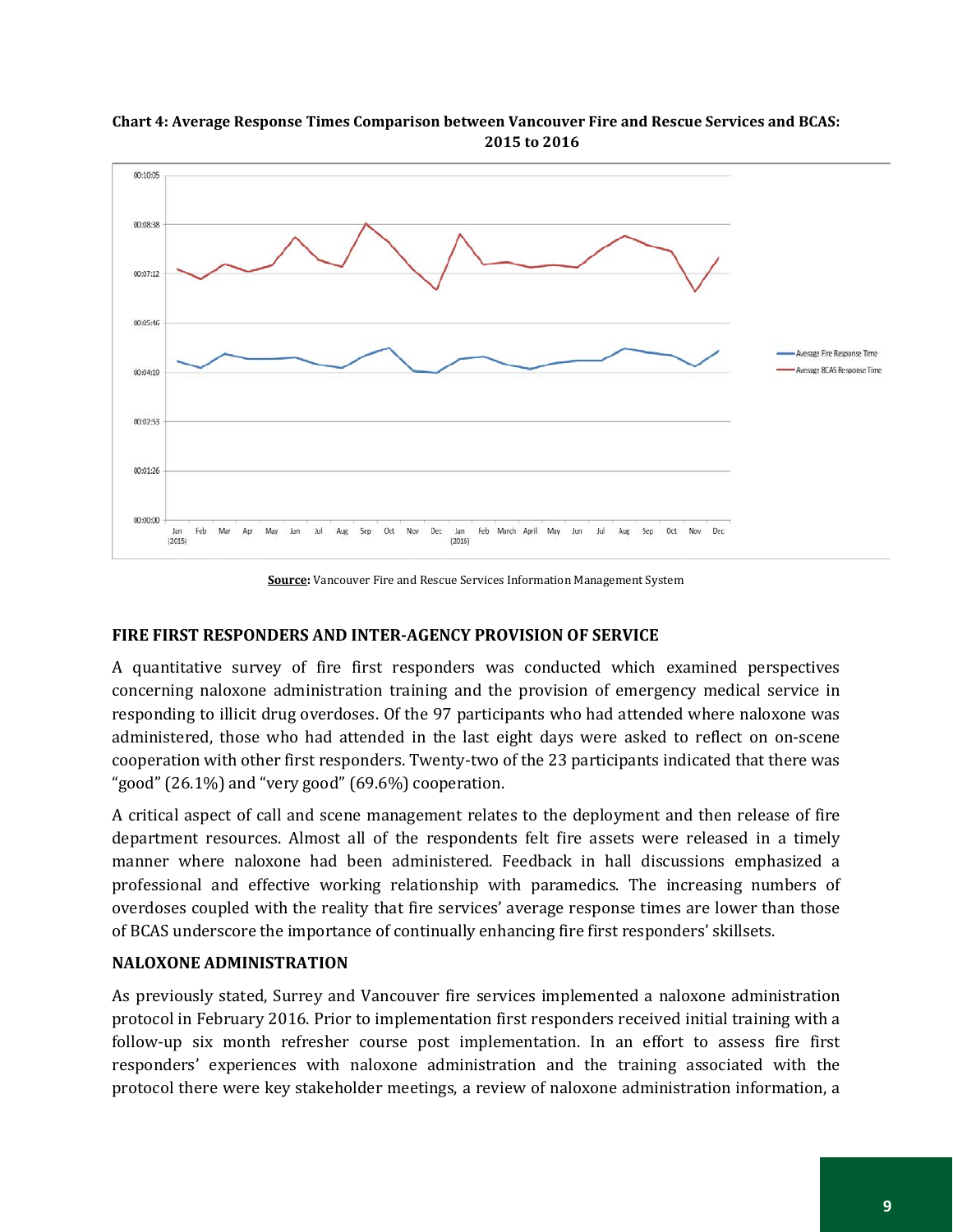**Chart 4: Average Response Times Comparison between Vancouver Fire and Rescue Services and BCAS: 2015 to 2016**

**Source:** Vancouver Fire and Rescue Services Information Management System

### FIRE FIRST RESPONDERS AND INTER-AGENCY PROVISION OF SERVICE

A quantitative survey of fire first responders was conducted which examined perspectives concerning naloxone administration training and the provision of emergency medical service in responding to illicit drug overdoses. Of the 97 participants who had attended where naloxone was administered, those who had attended in the last eight days were asked to reflect on on-scene cooperation with other first responders. Twenty-two of the 23 participants indicated that there was "good" (26.1%) and "very good" (69.6%) cooperation.

A critical aspect of call and scene management relates to the deployment and then release of fire department resources. Almost all of the respondents felt fire assets were released in a timely manner where naloxone had been administered. Feedback in hall discussions emphasized a professional and effective working relationship with paramedics. The increasing numbers of overdoses coupled with the reality that fire services' average response times are lower than those of BCAS underscore the importance of continually enhancing fire first responders' skillsets.

### NALOXONE ADMINISTRATION

As previously stated, Surrey and Vancouver fire services implemented a naloxone administration protocol in February 2016. Prior to implementation first responders received initial training with a follow-up six month refresher course post implementation. In an effort to assess fire first responders' experiences with naloxone administration and the training associated with the protocol there were key stakeholder meetings, a review of naloxone administration information, a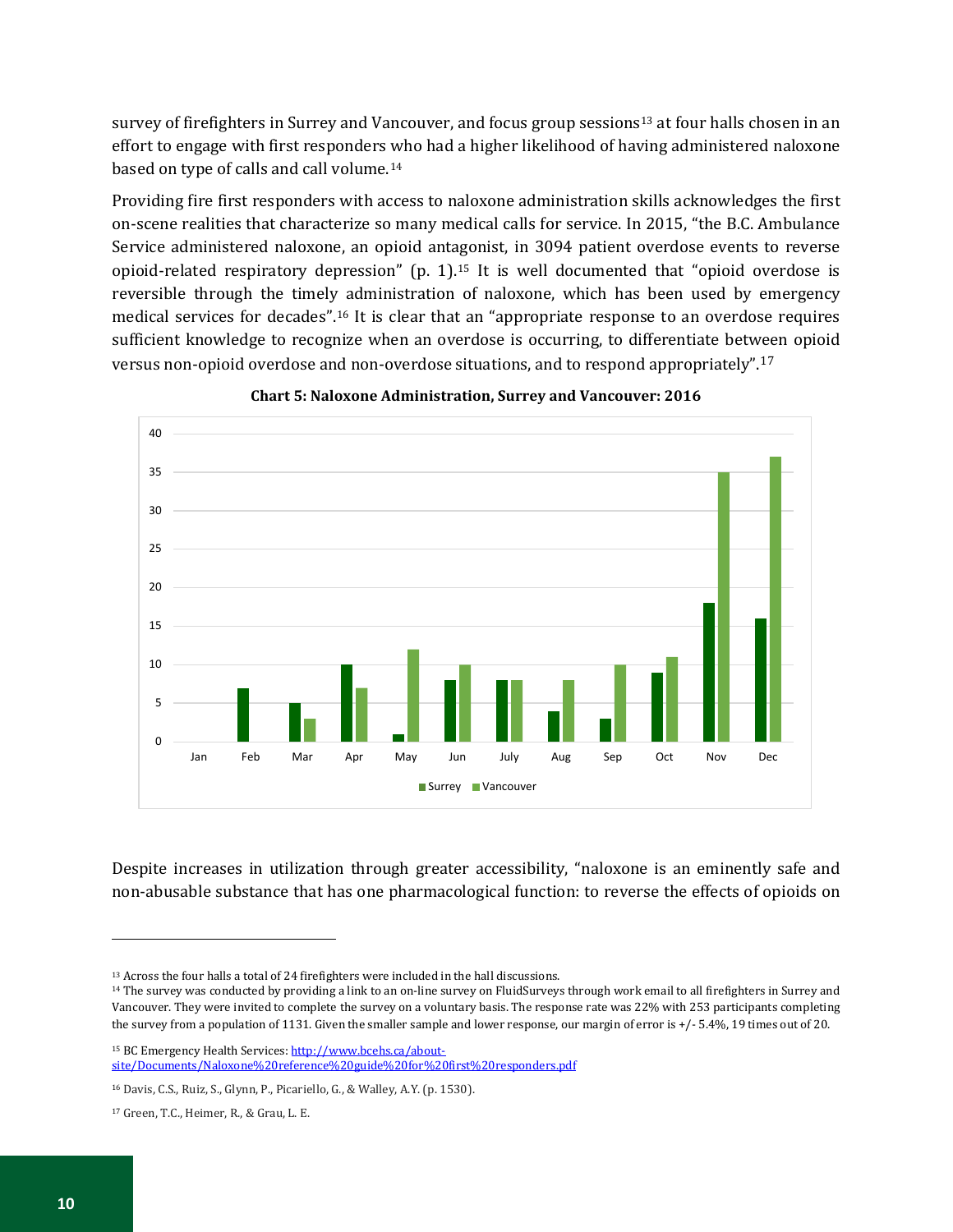survey of firefighters in Surrey and Vancouver, and focus group sessions[13] at four halls chosen in an effort to engage with first responders who had a higher likelihood of having administered naloxone based on type of calls and call volume.[14]

Providing fire first responders with access to naloxone administration skills acknowledges the first on-scene realities that characterize so many medical calls for service. In 2015, "the B.C. Ambulance Service administered naloxone, an opioid antagonist, in 3094 patient overdose events to reverse opioid-related respiratory depression" (p. 1).[15] It is well documented that "opioid overdose is reversible through the timely administration of naloxone, which has been used by emergency medical services for decades".[16] It is clear that an "appropriate response to an overdose requires sufficient knowledge to recognize when an overdose is occurring, to differentiate between opioid versus non-opioid overdose and non-overdose situations, and to respond appropriately".[17]

**Chart 5: Naloxone Administration, Surrey and Vancouver: 2016**

| Month | Surrey | Vancouver |
|---|---|---|
| Jan | 0 | 0 |
| Feb | 7 | 0 |
| Mar | 5 | 3 |
| Apr | 10 | 7 |
| May | 1 | 12 |
| Jun | 8 | 10 |
| July | 8 | 8 |
| Aug | 4 | 8 |
| Sep | 3 | 10 |
| Oct | 9 | 11 |
| Nov | 18 | 35 |
| Dec | 16 | 37 |

Despite increases in utilization through greater accessibility, "naloxone is an eminently safe and non-abusable substance that has one pharmacological function: to reverse the effects of opioids on

[13] Across the four halls a total of 24 firefighters were included in the hall discussions.

[14] The survey was conducted by providing a link to an on-line survey on FluidSurveys through work email to all firefighters in Surrey and Vancouver. They were invited to complete the survey on a voluntary basis. The response rate was 22% with 253 participants completing the survey from a population of 1131. Given the smaller sample and lower response, our margin of error is +/- 5.4%, 19 times out of 20.

[15] BC Emergency Health Services: http://www.bcehs.ca/about-site/Documents/Naloxone%20reference%20guide%20for%20first%20responders.pdf

[16] Davis, C.S., Ruiz, S., Glynn, P., Picariello, G., & Walley, A.Y. (p. 1530).

[17] Green, T.C., Heimer, R., & Grau, L. E.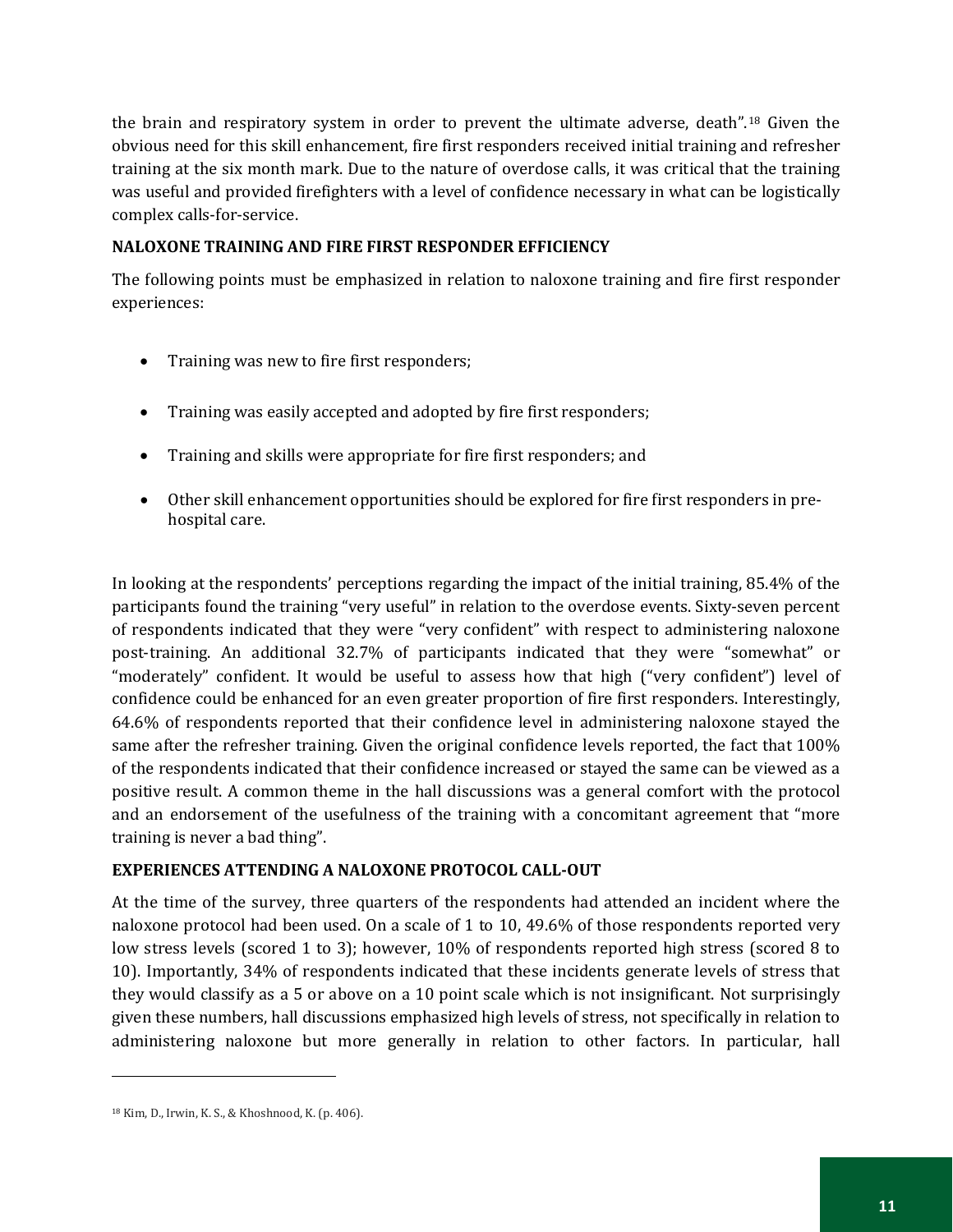the brain and respiratory system in order to prevent the ultimate adverse, death".[18] Given the obvious need for this skill enhancement, fire first responders received initial training and refresher training at the six month mark. Due to the nature of overdose calls, it was critical that the training was useful and provided firefighters with a level of confidence necessary in what can be logistically complex calls-for-service.

### NALOXONE TRAINING AND FIRE FIRST RESPONDER EFFICIENCY

The following points must be emphasized in relation to naloxone training and fire first responder experiences:

- Training was new to fire first responders;
- Training was easily accepted and adopted by fire first responders;
- Training and skills were appropriate for fire first responders; and
- Other skill enhancement opportunities should be explored for fire first responders in pre-hospital care.

In looking at the respondents' perceptions regarding the impact of the initial training, 85.4% of the participants found the training "very useful" in relation to the overdose events. Sixty-seven percent of respondents indicated that they were "very confident" with respect to administering naloxone post-training. An additional 32.7% of participants indicated that they were "somewhat" or "moderately" confident. It would be useful to assess how that high ("very confident") level of confidence could be enhanced for an even greater proportion of fire first responders. Interestingly, 64.6% of respondents reported that their confidence level in administering naloxone stayed the same after the refresher training. Given the original confidence levels reported, the fact that 100% of the respondents indicated that their confidence increased or stayed the same can be viewed as a positive result. A common theme in the hall discussions was a general comfort with the protocol and an endorsement of the usefulness of the training with a concomitant agreement that "more training is never a bad thing".

### EXPERIENCES ATTENDING A NALOXONE PROTOCOL CALL-OUT

At the time of the survey, three quarters of the respondents had attended an incident where the naloxone protocol had been used. On a scale of 1 to 10, 49.6% of those respondents reported very low stress levels (scored 1 to 3); however, 10% of respondents reported high stress (scored 8 to 10). Importantly, 34% of respondents indicated that these incidents generate levels of stress that they would classify as a 5 or above on a 10 point scale which is not insignificant. Not surprisingly given these numbers, hall discussions emphasized high levels of stress, not specifically in relation to administering naloxone but more generally in relation to other factors. In particular, hall

[18] Kim, D., Irwin, K. S., & Khoshnood, K. (p. 406).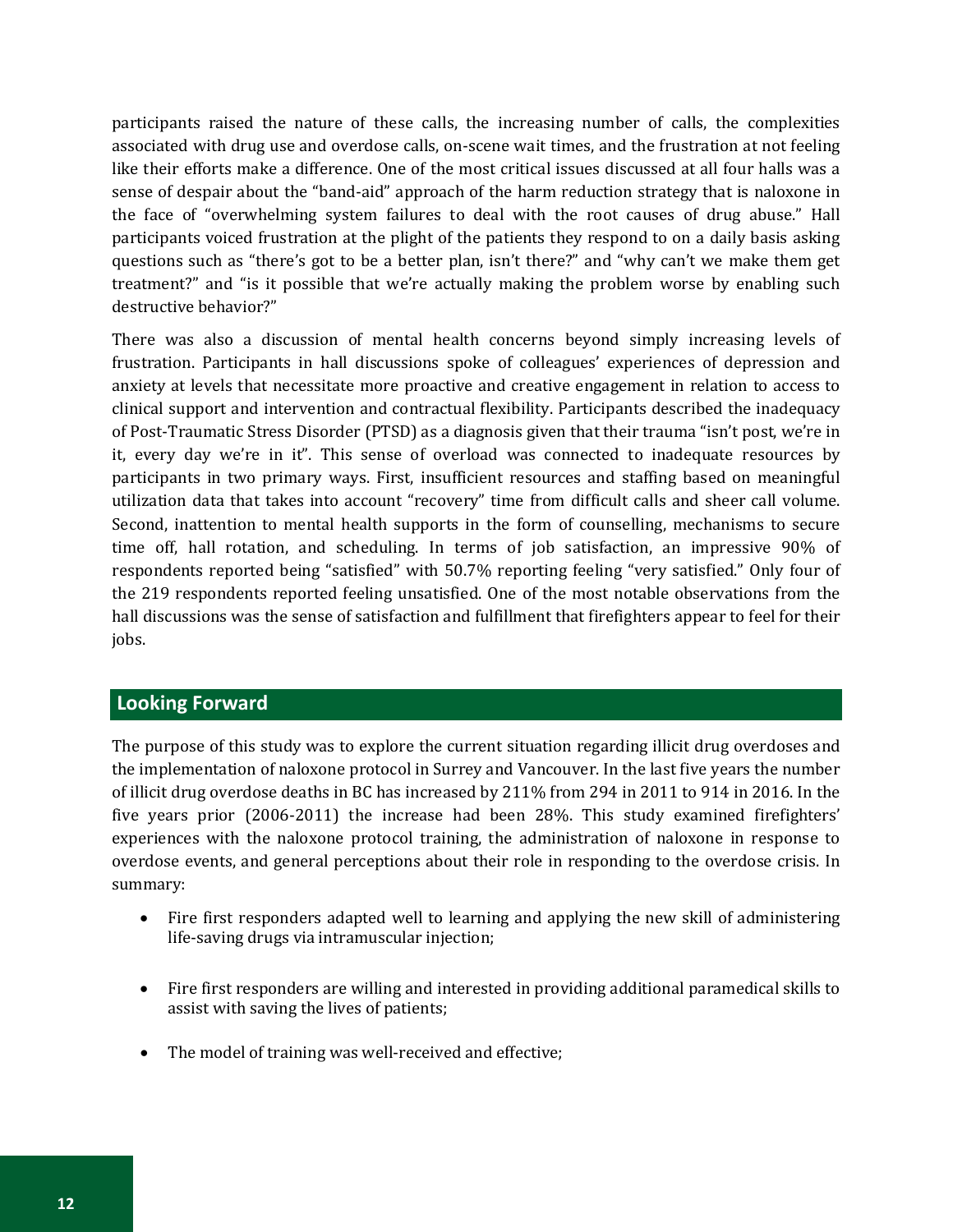participants raised the nature of these calls, the increasing number of calls, the complexities associated with drug use and overdose calls, on-scene wait times, and the frustration at not feeling like their efforts make a difference. One of the most critical issues discussed at all four halls was a sense of despair about the "band-aid" approach of the harm reduction strategy that is naloxone in the face of "overwhelming system failures to deal with the root causes of drug abuse." Hall participants voiced frustration at the plight of the patients they respond to on a daily basis asking questions such as "there's got to be a better plan, isn't there?" and "why can't we make them get treatment?" and "is it possible that we're actually making the problem worse by enabling such destructive behavior?"

There was also a discussion of mental health concerns beyond simply increasing levels of frustration. Participants in hall discussions spoke of colleagues' experiences of depression and anxiety at levels that necessitate more proactive and creative engagement in relation to access to clinical support and intervention and contractual flexibility. Participants described the inadequacy of Post-Traumatic Stress Disorder (PTSD) as a diagnosis given that their trauma "isn't post, we're in it, every day we're in it". This sense of overload was connected to inadequate resources by participants in two primary ways. First, insufficient resources and staffing based on meaningful utilization data that takes into account "recovery" time from difficult calls and sheer call volume. Second, inattention to mental health supports in the form of counselling, mechanisms to secure time off, hall rotation, and scheduling. In terms of job satisfaction, an impressive 90% of respondents reported being "satisfied" with 50.7% reporting feeling "very satisfied." Only four of the 219 respondents reported feeling unsatisfied. One of the most notable observations from the hall discussions was the sense of satisfaction and fulfillment that firefighters appear to feel for their jobs.

## Looking Forward

The purpose of this study was to explore the current situation regarding illicit drug overdoses and the implementation of naloxone protocol in Surrey and Vancouver. In the last five years the number of illicit drug overdose deaths in BC has increased by 211% from 294 in 2011 to 914 in 2016. In the five years prior (2006-2011) the increase had been 28%. This study examined firefighters' experiences with the naloxone protocol training, the administration of naloxone in response to overdose events, and general perceptions about their role in responding to the overdose crisis. In summary:

- Fire first responders adapted well to learning and applying the new skill of administering life-saving drugs via intramuscular injection;
- Fire first responders are willing and interested in providing additional paramedical skills to assist with saving the lives of patients;
- The model of training was well-received and effective;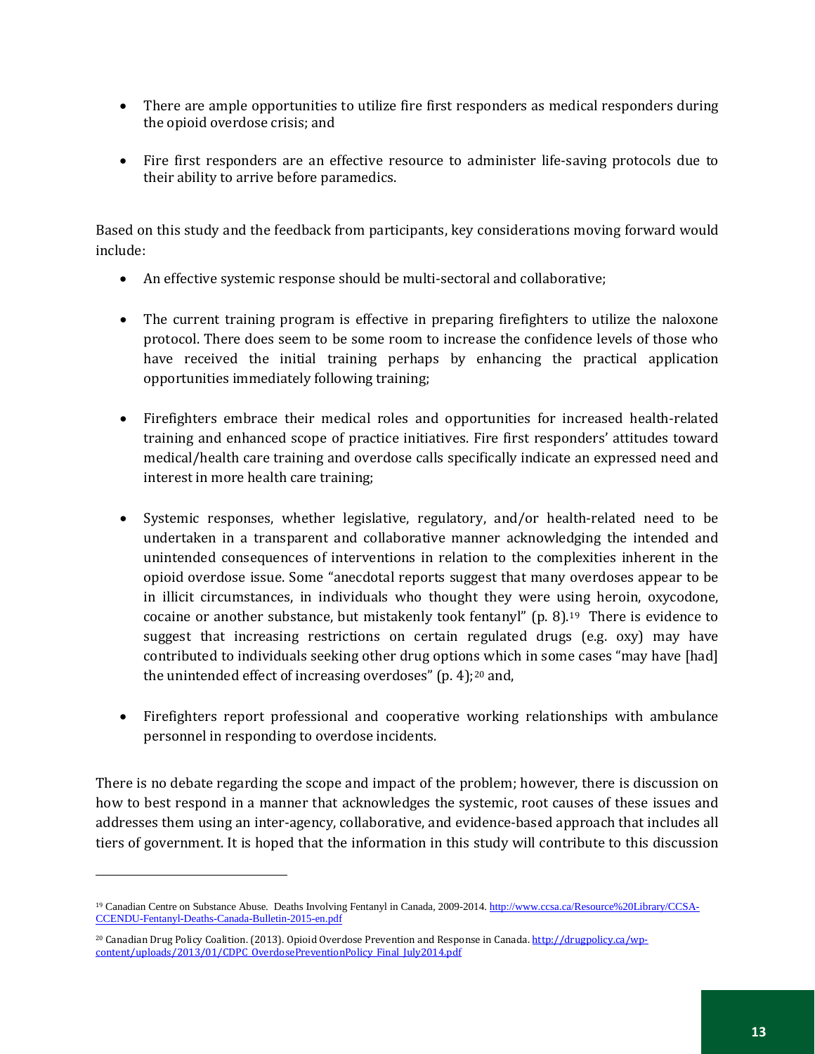- There are ample opportunities to utilize fire first responders as medical responders during the opioid overdose crisis; and

- Fire first responders are an effective resource to administer life-saving protocols due to their ability to arrive before paramedics.

Based on this study and the feedback from participants, key considerations moving forward would include:

- An effective systemic response should be multi-sectoral and collaborative;

- The current training program is effective in preparing firefighters to utilize the naloxone protocol. There does seem to be some room to increase the confidence levels of those who have received the initial training perhaps by enhancing the practical application opportunities immediately following training;

- Firefighters embrace their medical roles and opportunities for increased health-related training and enhanced scope of practice initiatives. Fire first responders' attitudes toward medical/health care training and overdose calls specifically indicate an expressed need and interest in more health care training;

- Systemic responses, whether legislative, regulatory, and/or health-related need to be undertaken in a transparent and collaborative manner acknowledging the intended and unintended consequences of interventions in relation to the complexities inherent in the opioid overdose issue. Some "anecdotal reports suggest that many overdoses appear to be in illicit circumstances, in individuals who thought they were using heroin, oxycodone, cocaine or another substance, but mistakenly took fentanyl" (p. 8).[19] There is evidence to suggest that increasing restrictions on certain regulated drugs (e.g. oxy) may have contributed to individuals seeking other drug options which in some cases "may have [had] the unintended effect of increasing overdoses" (p. 4);[20] and,

- Firefighters report professional and cooperative working relationships with ambulance personnel in responding to overdose incidents.

There is no debate regarding the scope and impact of the problem; however, there is discussion on how to best respond in a manner that acknowledges the systemic, root causes of these issues and addresses them using an inter-agency, collaborative, and evidence-based approach that includes all tiers of government. It is hoped that the information in this study will contribute to this discussion

---

[19] Canadian Centre on Substance Abuse. Deaths Involving Fentanyl in Canada, 2009-2014. http://www.ccsa.ca/Resource%20Library/CCSA-CCENDU-Fentanyl-Deaths-Canada-Bulletin-2015-en.pdf

[20] Canadian Drug Policy Coalition. (2013). Opioid Overdose Prevention and Response in Canada. http://drugpolicy.ca/wp-content/uploads/2013/01/CDPC_OverdosePreventionPolicy_Final_July2014.pdf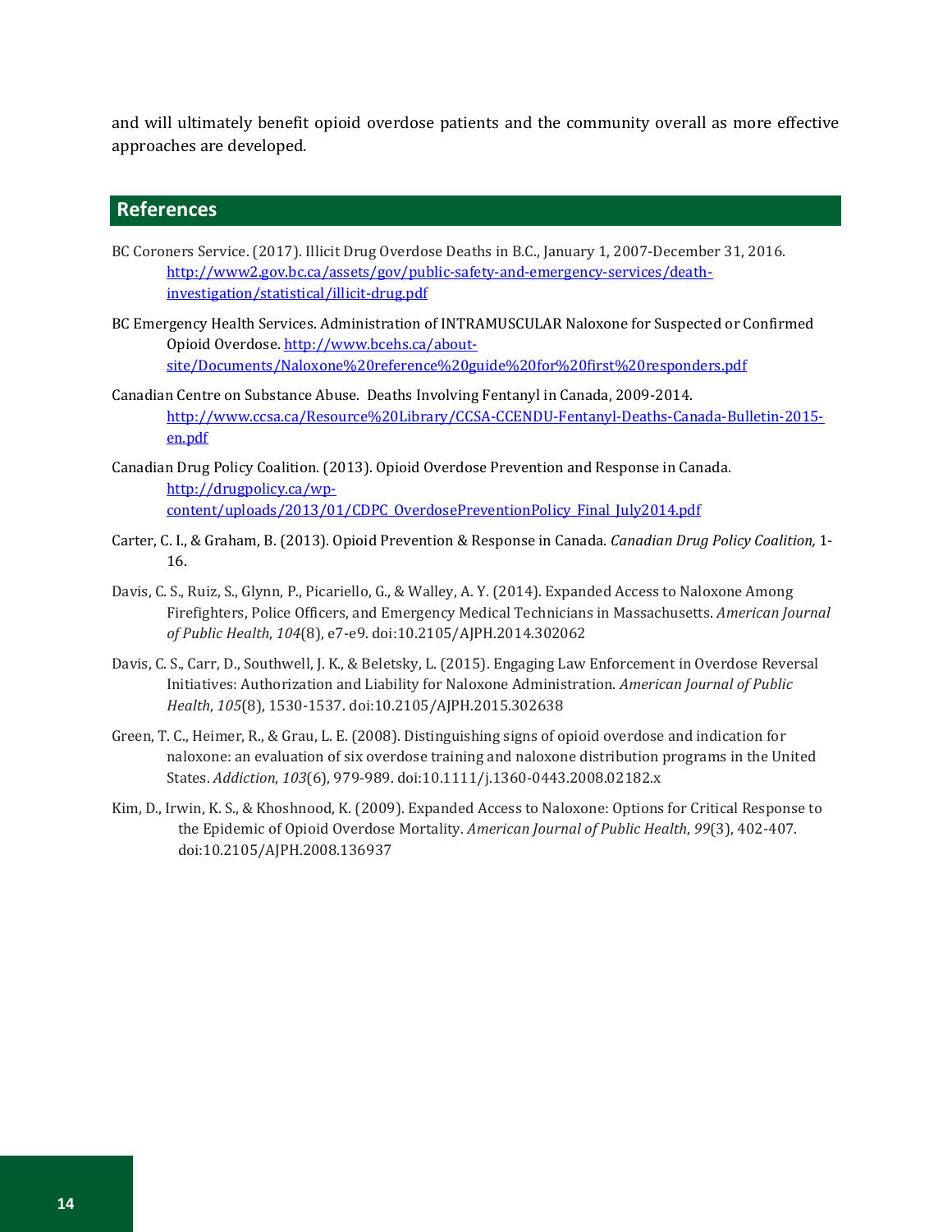and will ultimately benefit opioid overdose patients and the community overall as more effective approaches are developed.

## References

BC Coroners Service. (2017). Illicit Drug Overdose Deaths in B.C., January 1, 2007-December 31, 2016. http://www2.gov.bc.ca/assets/gov/public-safety-and-emergency-services/death-investigation/statistical/illicit-drug.pdf

BC Emergency Health Services. Administration of INTRAMUSCULAR Naloxone for Suspected or Confirmed Opioid Overdose. http://www.bcehs.ca/about-site/Documents/Naloxone%20reference%20guide%20for%20first%20responders.pdf

Canadian Centre on Substance Abuse. Deaths Involving Fentanyl in Canada, 2009-2014. http://www.ccsa.ca/Resource%20Library/CCSA-CCENDU-Fentanyl-Deaths-Canada-Bulletin-2015-en.pdf

Canadian Drug Policy Coalition. (2013). Opioid Overdose Prevention and Response in Canada. http://drugpolicy.ca/wp-content/uploads/2013/01/CDPC_OverdosePreventionPolicy_Final_July2014.pdf

Carter, C. I., & Graham, B. (2013). Opioid Prevention & Response in Canada. *Canadian Drug Policy Coalition,* 1-16.

Davis, C. S., Ruiz, S., Glynn, P., Picariello, G., & Walley, A. Y. (2014). Expanded Access to Naloxone Among Firefighters, Police Officers, and Emergency Medical Technicians in Massachusetts. *American Journal of Public Health*, *104*(8), e7-e9. doi:10.2105/AJPH.2014.302062

Davis, C. S., Carr, D., Southwell, J. K., & Beletsky, L. (2015). Engaging Law Enforcement in Overdose Reversal Initiatives: Authorization and Liability for Naloxone Administration. *American Journal of Public Health*, *105*(8), 1530-1537. doi:10.2105/AJPH.2015.302638

Green, T. C., Heimer, R., & Grau, L. E. (2008). Distinguishing signs of opioid overdose and indication for naloxone: an evaluation of six overdose training and naloxone distribution programs in the United States. *Addiction*, *103*(6), 979-989. doi:10.1111/j.1360-0443.2008.02182.x

Kim, D., Irwin, K. S., & Khoshnood, K. (2009). Expanded Access to Naloxone: Options for Critical Response to the Epidemic of Opioid Overdose Mortality. *American Journal of Public Health*, *99*(3), 402-407. doi:10.2105/AJPH.2008.136937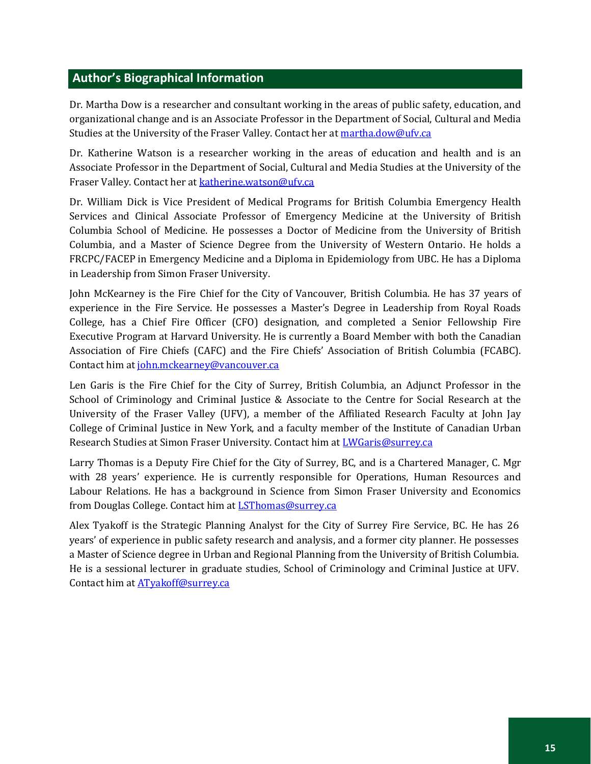## Author's Biographical Information

Dr. Martha Dow is a researcher and consultant working in the areas of public safety, education, and organizational change and is an Associate Professor in the Department of Social, Cultural and Media Studies at the University of the Fraser Valley. Contact her at martha.dow@ufv.ca

Dr. Katherine Watson is a researcher working in the areas of education and health and is an Associate Professor in the Department of Social, Cultural and Media Studies at the University of the Fraser Valley. Contact her at katherine.watson@ufv.ca

Dr. William Dick is Vice President of Medical Programs for British Columbia Emergency Health Services and Clinical Associate Professor of Emergency Medicine at the University of British Columbia School of Medicine. He possesses a Doctor of Medicine from the University of British Columbia, and a Master of Science Degree from the University of Western Ontario. He holds a FRCPC/FACEP in Emergency Medicine and a Diploma in Epidemiology from UBC. He has a Diploma in Leadership from Simon Fraser University.

John McKearney is the Fire Chief for the City of Vancouver, British Columbia. He has 37 years of experience in the Fire Service. He possesses a Master's Degree in Leadership from Royal Roads College, has a Chief Fire Officer (CFO) designation, and completed a Senior Fellowship Fire Executive Program at Harvard University. He is currently a Board Member with both the Canadian Association of Fire Chiefs (CAFC) and the Fire Chiefs' Association of British Columbia (FCABC). Contact him at john.mckearney@vancouver.ca

Len Garis is the Fire Chief for the City of Surrey, British Columbia, an Adjunct Professor in the School of Criminology and Criminal Justice & Associate to the Centre for Social Research at the University of the Fraser Valley (UFV), a member of the Affiliated Research Faculty at John Jay College of Criminal Justice in New York, and a faculty member of the Institute of Canadian Urban Research Studies at Simon Fraser University. Contact him at LWGaris@surrey.ca

Larry Thomas is a Deputy Fire Chief for the City of Surrey, BC, and is a Chartered Manager, C. Mgr with 28 years' experience. He is currently responsible for Operations, Human Resources and Labour Relations. He has a background in Science from Simon Fraser University and Economics from Douglas College. Contact him at LSThomas@surrey.ca

Alex Tyakoff is the Strategic Planning Analyst for the City of Surrey Fire Service, BC. He has 26 years' of experience in public safety research and analysis, and a former city planner. He possesses a Master of Science degree in Urban and Regional Planning from the University of British Columbia. He is a sessional lecturer in graduate studies, School of Criminology and Criminal Justice at UFV. Contact him at ATyakoff@surrey.ca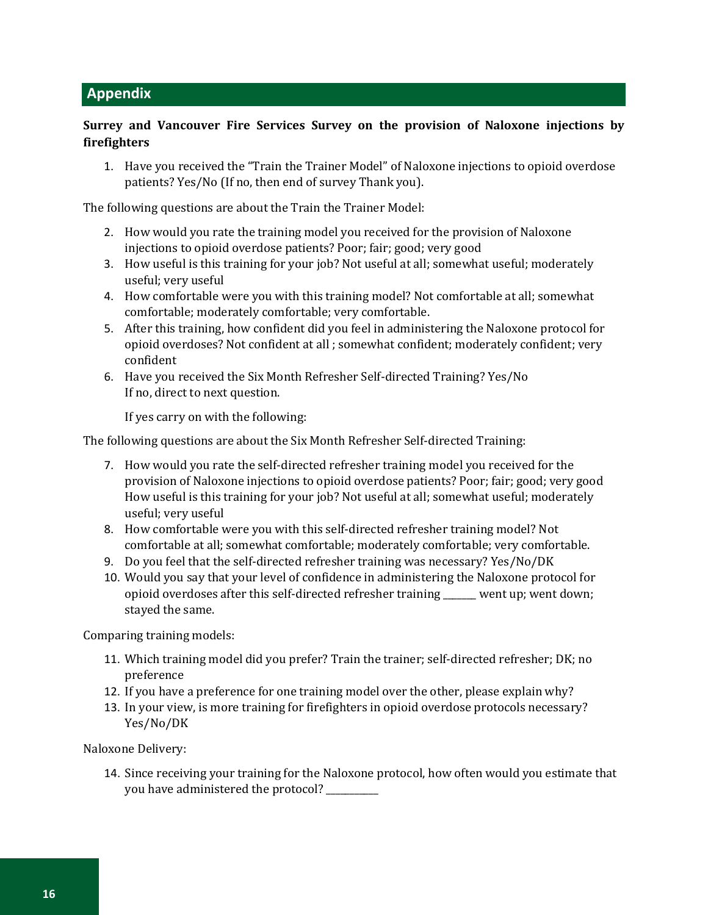## Appendix

**Surrey and Vancouver Fire Services Survey on the provision of Naloxone injections by firefighters**

1. Have you received the "Train the Trainer Model" of Naloxone injections to opioid overdose patients? Yes/No (If no, then end of survey Thank you).

The following questions are about the Train the Trainer Model:

2. How would you rate the training model you received for the provision of Naloxone injections to opioid overdose patients? Poor; fair; good; very good
3. How useful is this training for your job? Not useful at all; somewhat useful; moderately useful; very useful
4. How comfortable were you with this training model? Not comfortable at all; somewhat comfortable; moderately comfortable; very comfortable.
5. After this training, how confident did you feel in administering the Naloxone protocol for opioid overdoses? Not confident at all ; somewhat confident; moderately confident; very confident
6. Have you received the Six Month Refresher Self-directed Training? Yes/No
   If no, direct to next question.

   If yes carry on with the following:

The following questions are about the Six Month Refresher Self-directed Training:

7. How would you rate the self-directed refresher training model you received for the provision of Naloxone injections to opioid overdose patients? Poor; fair; good; very good
   How useful is this training for your job? Not useful at all; somewhat useful; moderately useful; very useful
8. How comfortable were you with this self-directed refresher training model? Not comfortable at all; somewhat comfortable; moderately comfortable; very comfortable.
9. Do you feel that the self-directed refresher training was necessary? Yes/No/DK
10. Would you say that your level of confidence in administering the Naloxone protocol for opioid overdoses after this self-directed refresher training _______ went up; went down; stayed the same.

Comparing training models:

11. Which training model did you prefer? Train the trainer; self-directed refresher; DK; no preference
12. If you have a preference for one training model over the other, please explain why?
13. In your view, is more training for firefighters in opioid overdose protocols necessary? Yes/No/DK

Naloxone Delivery:

14. Since receiving your training for the Naloxone protocol, how often would you estimate that you have administered the protocol? ___________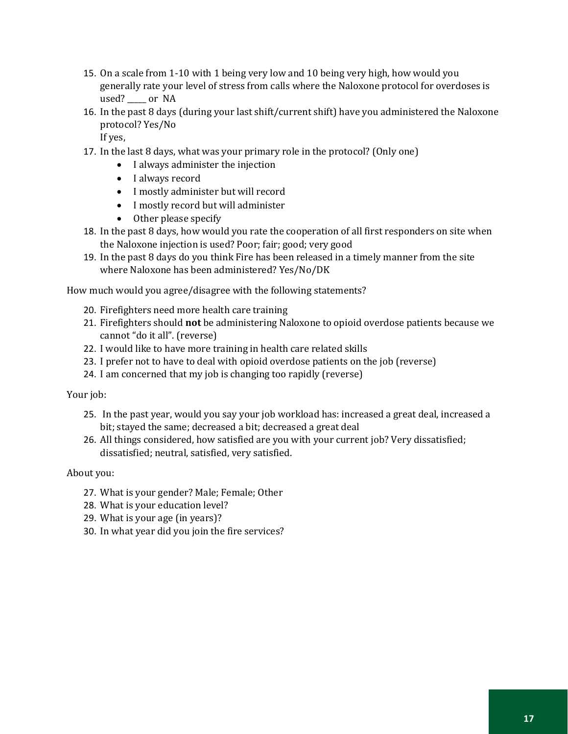15. On a scale from 1-10 with 1 being very low and 10 being very high, how would you generally rate your level of stress from calls where the Naloxone protocol for overdoses is used? _____ or NA
16. In the past 8 days (during your last shift/current shift) have you administered the Naloxone protocol? Yes/No
    If yes,
17. In the last 8 days, what was your primary role in the protocol? (Only one)
    - I always administer the injection
    - I always record
    - I mostly administer but will record
    - I mostly record but will administer
    - Other please specify
18. In the past 8 days, how would you rate the cooperation of all first responders on site when the Naloxone injection is used? Poor; fair; good; very good
19. In the past 8 days do you think Fire has been released in a timely manner from the site where Naloxone has been administered? Yes/No/DK

How much would you agree/disagree with the following statements?

20. Firefighters need more health care training
21. Firefighters should **not** be administering Naloxone to opioid overdose patients because we cannot "do it all". (reverse)
22. I would like to have more training in health care related skills
23. I prefer not to have to deal with opioid overdose patients on the job (reverse)
24. I am concerned that my job is changing too rapidly (reverse)

Your job:

25. In the past year, would you say your job workload has: increased a great deal, increased a bit; stayed the same; decreased a bit; decreased a great deal
26. All things considered, how satisfied are you with your current job? Very dissatisfied; dissatisfied; neutral, satisfied, very satisfied.

About you:

27. What is your gender? Male; Female; Other
28. What is your education level?
29. What is your age (in years)?
30. In what year did you join the fire services?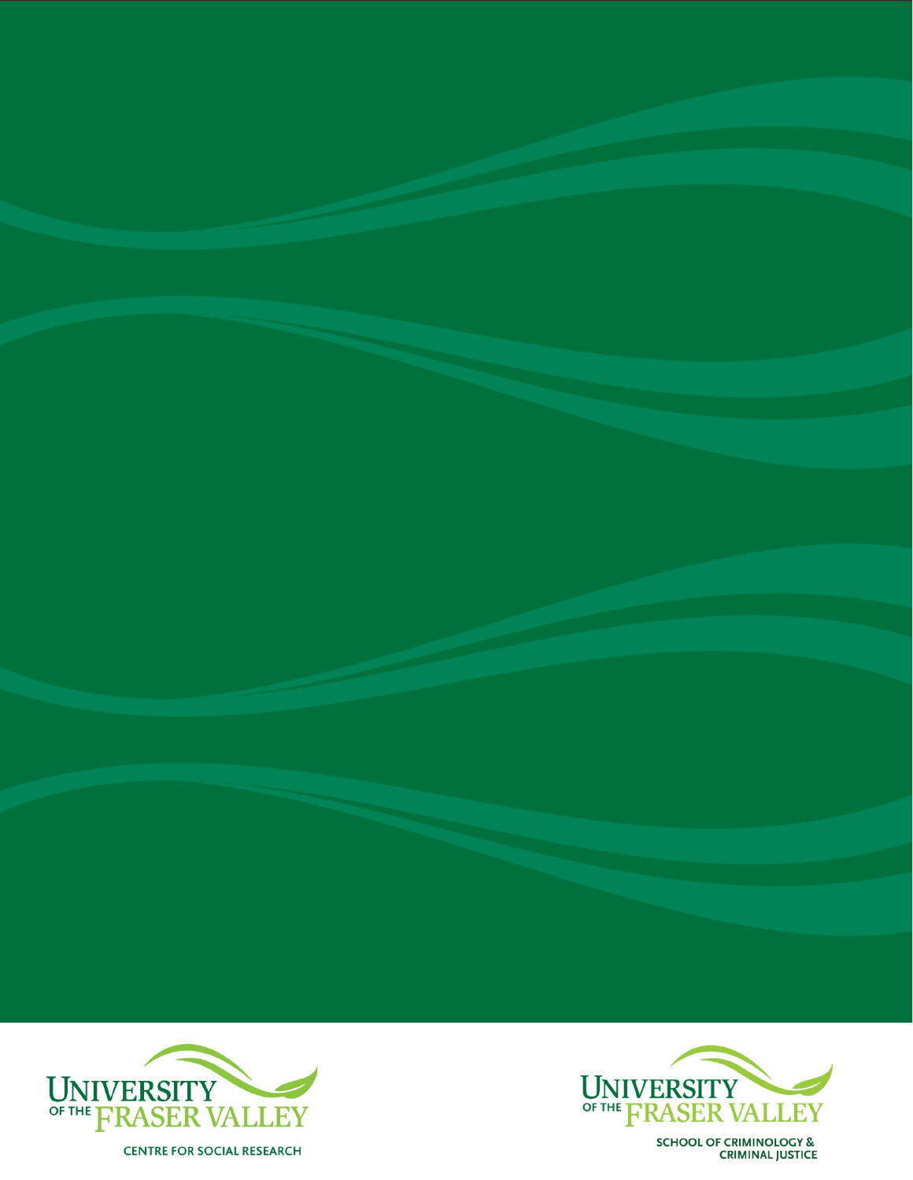UNIVERSITY OF THE FRASER VALLEY

CENTRE FOR SOCIAL RESEARCH

UNIVERSITY OF THE FRASER VALLEY

SCHOOL OF CRIMINOLOGY & CRIMINAL JUSTICE